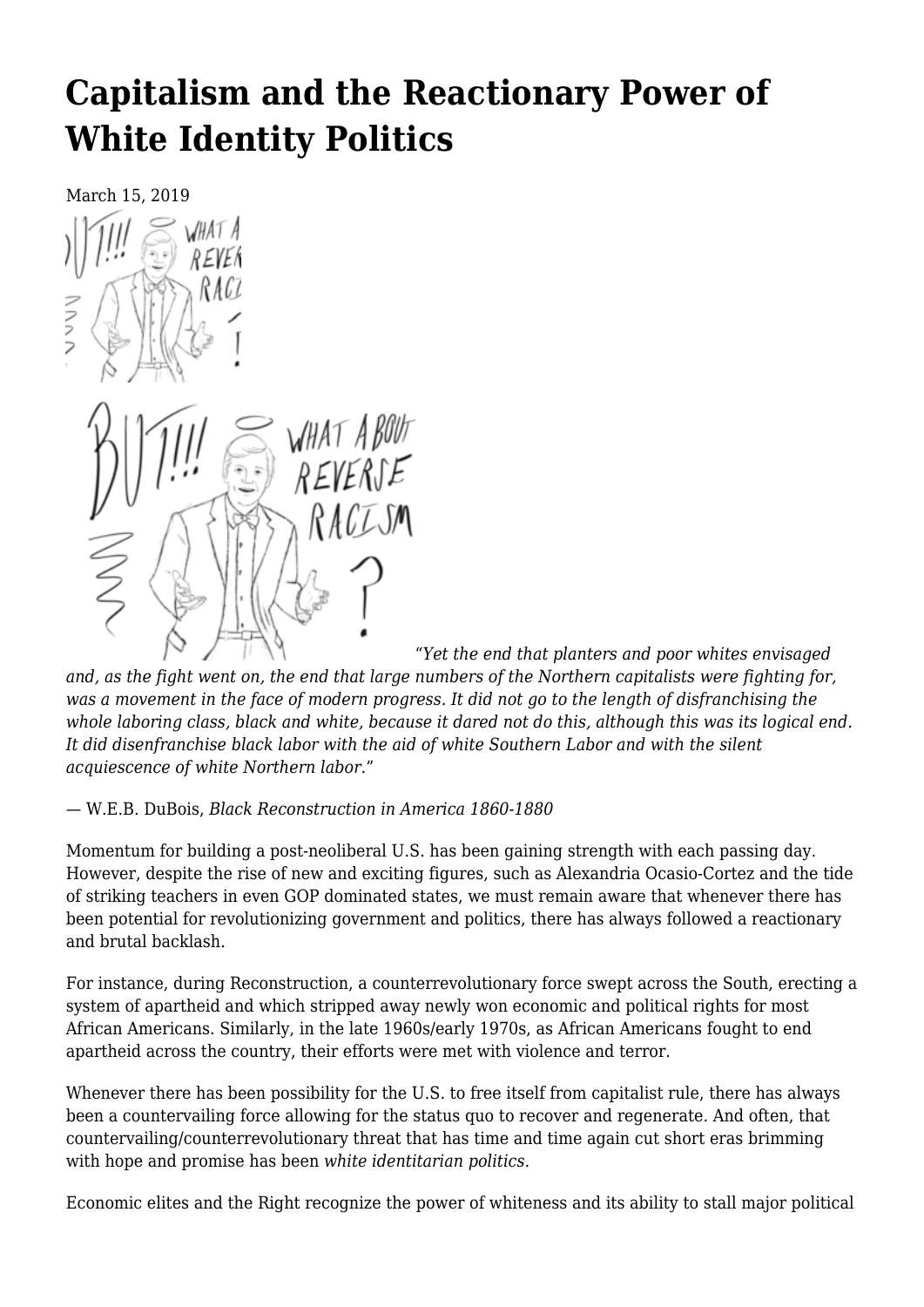# Capitalism and the Reactionary Power of White Identity Politics

March 15, 2019

*"Yet the end that planters and poor whites envisaged and, as the fight went on, the end that large numbers of the Northern capitalists were fighting for, was a movement in the face of modern progress. It did not go to the length of disfranchising the whole laboring class, black and white, because it dared not do this, although this was its logical end. It did disenfranchise black labor with the aid of white Southern Labor and with the silent acquiescence of white Northern labor."*

— W.E.B. DuBois, *Black Reconstruction in America 1860-1880*

Momentum for building a post-neoliberal U.S. has been gaining strength with each passing day. However, despite the rise of new and exciting figures, such as Alexandria Ocasio-Cortez and the tide of striking teachers in even GOP dominated states, we must remain aware that whenever there has been potential for revolutionizing government and politics, there has always followed a reactionary and brutal backlash.

For instance, during Reconstruction, a counterrevolutionary force swept across the South, erecting a system of apartheid and which stripped away newly won economic and political rights for most African Americans. Similarly, in the late 1960s/early 1970s, as African Americans fought to end apartheid across the country, their efforts were met with violence and terror.

Whenever there has been possibility for the U.S. to free itself from capitalist rule, there has always been a countervailing force allowing for the status quo to recover and regenerate. And often, that countervailing/counterrevolutionary threat that has time and time again cut short eras brimming with hope and promise has been *white identitarian politics*.

Economic elites and the Right recognize the power of whiteness and its ability to stall major political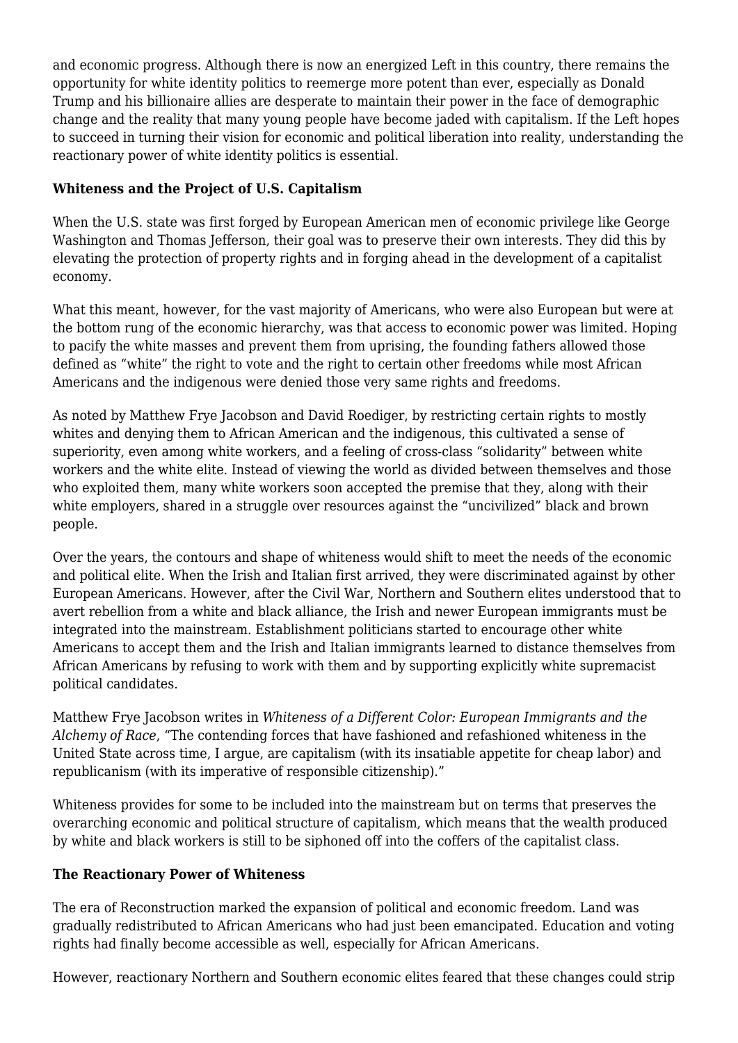and economic progress. Although there is now an energized Left in this country, there remains the opportunity for white identity politics to reemerge more potent than ever, especially as Donald Trump and his billionaire allies are desperate to maintain their power in the face of demographic change and the reality that many young people have become jaded with capitalism. If the Left hopes to succeed in turning their vision for economic and political liberation into reality, understanding the reactionary power of white identity politics is essential.

**Whiteness and the Project of U.S. Capitalism**

When the U.S. state was first forged by European American men of economic privilege like George Washington and Thomas Jefferson, their goal was to preserve their own interests. They did this by elevating the protection of property rights and in forging ahead in the development of a capitalist economy.

What this meant, however, for the vast majority of Americans, who were also European but were at the bottom rung of the economic hierarchy, was that access to economic power was limited. Hoping to pacify the white masses and prevent them from uprising, the founding fathers allowed those defined as "white" the right to vote and the right to certain other freedoms while most African Americans and the indigenous were denied those very same rights and freedoms.

As noted by Matthew Frye Jacobson and David Roediger, by restricting certain rights to mostly whites and denying them to African American and the indigenous, this cultivated a sense of superiority, even among white workers, and a feeling of cross-class "solidarity" between white workers and the white elite. Instead of viewing the world as divided between themselves and those who exploited them, many white workers soon accepted the premise that they, along with their white employers, shared in a struggle over resources against the "uncivilized" black and brown people.

Over the years, the contours and shape of whiteness would shift to meet the needs of the economic and political elite. When the Irish and Italian first arrived, they were discriminated against by other European Americans. However, after the Civil War, Northern and Southern elites understood that to avert rebellion from a white and black alliance, the Irish and newer European immigrants must be integrated into the mainstream. Establishment politicians started to encourage other white Americans to accept them and the Irish and Italian immigrants learned to distance themselves from African Americans by refusing to work with them and by supporting explicitly white supremacist political candidates.

Matthew Frye Jacobson writes in *Whiteness of a Different Color: European Immigrants and the Alchemy of Race*, "The contending forces that have fashioned and refashioned whiteness in the United State across time, I argue, are capitalism (with its insatiable appetite for cheap labor) and republicanism (with its imperative of responsible citizenship)."

Whiteness provides for some to be included into the mainstream but on terms that preserves the overarching economic and political structure of capitalism, which means that the wealth produced by white and black workers is still to be siphoned off into the coffers of the capitalist class.

**The Reactionary Power of Whiteness**

The era of Reconstruction marked the expansion of political and economic freedom. Land was gradually redistributed to African Americans who had just been emancipated. Education and voting rights had finally become accessible as well, especially for African Americans.

However, reactionary Northern and Southern economic elites feared that these changes could strip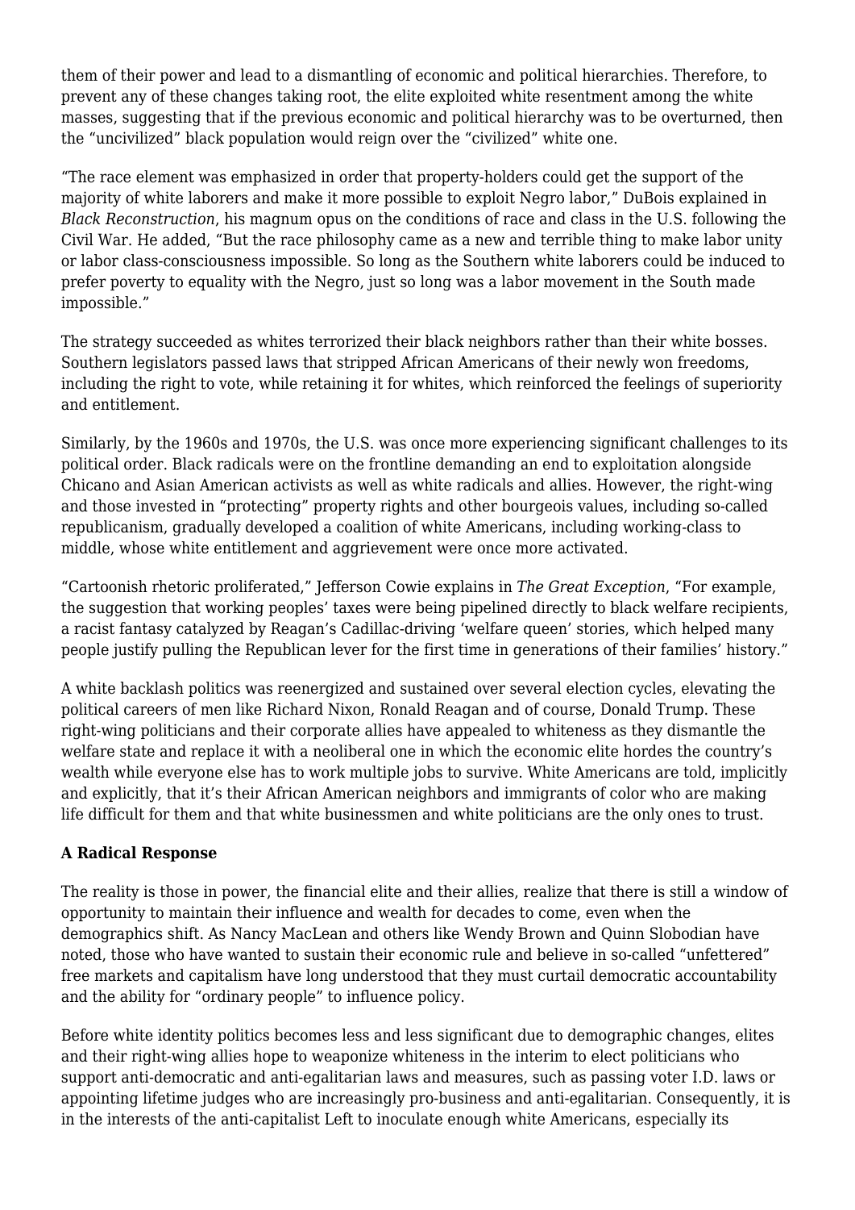them of their power and lead to a dismantling of economic and political hierarchies. Therefore, to prevent any of these changes taking root, the elite exploited white resentment among the white masses, suggesting that if the previous economic and political hierarchy was to be overturned, then the "uncivilized" black population would reign over the "civilized" white one.

"The race element was emphasized in order that property-holders could get the support of the majority of white laborers and make it more possible to exploit Negro labor," DuBois explained in *Black Reconstruction*, his magnum opus on the conditions of race and class in the U.S. following the Civil War. He added, "But the race philosophy came as a new and terrible thing to make labor unity or labor class-consciousness impossible. So long as the Southern white laborers could be induced to prefer poverty to equality with the Negro, just so long was a labor movement in the South made impossible."

The strategy succeeded as whites terrorized their black neighbors rather than their white bosses. Southern legislators passed laws that stripped African Americans of their newly won freedoms, including the right to vote, while retaining it for whites, which reinforced the feelings of superiority and entitlement.

Similarly, by the 1960s and 1970s, the U.S. was once more experiencing significant challenges to its political order. Black radicals were on the frontline demanding an end to exploitation alongside Chicano and Asian American activists as well as white radicals and allies. However, the right-wing and those invested in "protecting" property rights and other bourgeois values, including so-called republicanism, gradually developed a coalition of white Americans, including working-class to middle, whose white entitlement and aggrievement were once more activated.

"Cartoonish rhetoric proliferated," Jefferson Cowie explains in *The Great Exception*, "For example, the suggestion that working peoples' taxes were being pipelined directly to black welfare recipients, a racist fantasy catalyzed by Reagan's Cadillac-driving 'welfare queen' stories, which helped many people justify pulling the Republican lever for the first time in generations of their families' history."

A white backlash politics was reenergized and sustained over several election cycles, elevating the political careers of men like Richard Nixon, Ronald Reagan and of course, Donald Trump. These right-wing politicians and their corporate allies have appealed to whiteness as they dismantle the welfare state and replace it with a neoliberal one in which the economic elite hordes the country's wealth while everyone else has to work multiple jobs to survive. White Americans are told, implicitly and explicitly, that it's their African American neighbors and immigrants of color who are making life difficult for them and that white businessmen and white politicians are the only ones to trust.

**A Radical Response**

The reality is those in power, the financial elite and their allies, realize that there is still a window of opportunity to maintain their influence and wealth for decades to come, even when the demographics shift. As Nancy MacLean and others like Wendy Brown and Quinn Slobodian have noted, those who have wanted to sustain their economic rule and believe in so-called "unfettered" free markets and capitalism have long understood that they must curtail democratic accountability and the ability for "ordinary people" to influence policy.

Before white identity politics becomes less and less significant due to demographic changes, elites and their right-wing allies hope to weaponize whiteness in the interim to elect politicians who support anti-democratic and anti-egalitarian laws and measures, such as passing voter I.D. laws or appointing lifetime judges who are increasingly pro-business and anti-egalitarian. Consequently, it is in the interests of the anti-capitalist Left to inoculate enough white Americans, especially its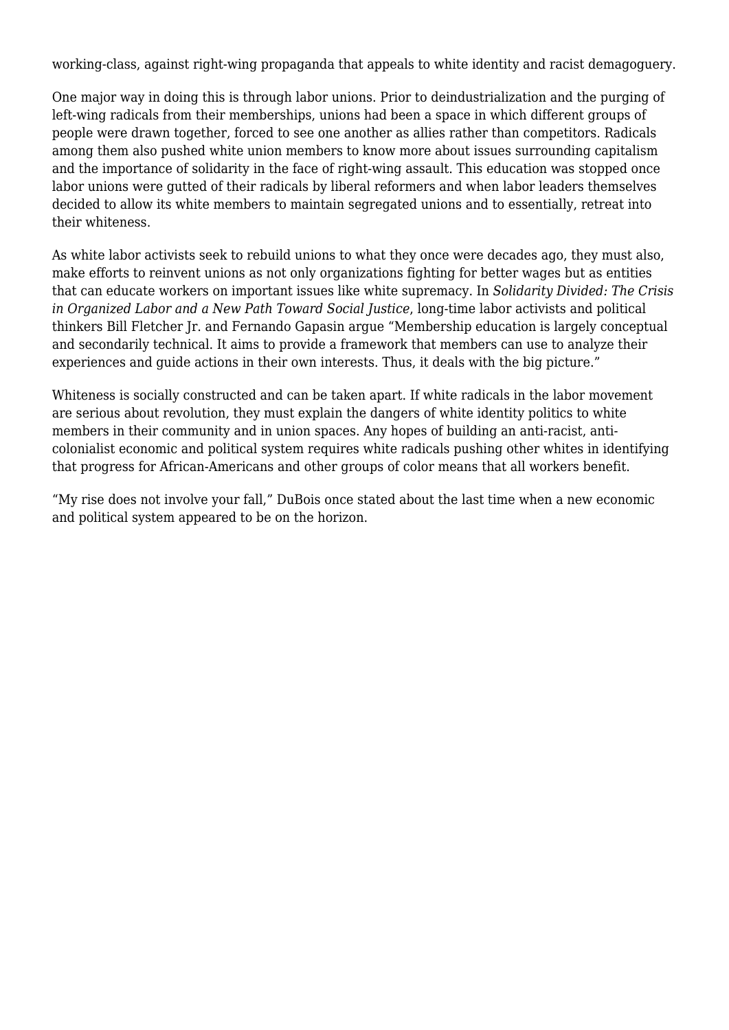working-class, against right-wing propaganda that appeals to white identity and racist demagoguery.

One major way in doing this is through labor unions. Prior to deindustrialization and the purging of left-wing radicals from their memberships, unions had been a space in which different groups of people were drawn together, forced to see one another as allies rather than competitors. Radicals among them also pushed white union members to know more about issues surrounding capitalism and the importance of solidarity in the face of right-wing assault. This education was stopped once labor unions were gutted of their radicals by liberal reformers and when labor leaders themselves decided to allow its white members to maintain segregated unions and to essentially, retreat into their whiteness.

As white labor activists seek to rebuild unions to what they once were decades ago, they must also, make efforts to reinvent unions as not only organizations fighting for better wages but as entities that can educate workers on important issues like white supremacy. In *Solidarity Divided: The Crisis in Organized Labor and a New Path Toward Social Justice*, long-time labor activists and political thinkers Bill Fletcher Jr. and Fernando Gapasin argue "Membership education is largely conceptual and secondarily technical. It aims to provide a framework that members can use to analyze their experiences and guide actions in their own interests. Thus, it deals with the big picture."

Whiteness is socially constructed and can be taken apart. If white radicals in the labor movement are serious about revolution, they must explain the dangers of white identity politics to white members in their community and in union spaces. Any hopes of building an anti-racist, anti-colonialist economic and political system requires white radicals pushing other whites in identifying that progress for African-Americans and other groups of color means that all workers benefit.

"My rise does not involve your fall," DuBois once stated about the last time when a new economic and political system appeared to be on the horizon.